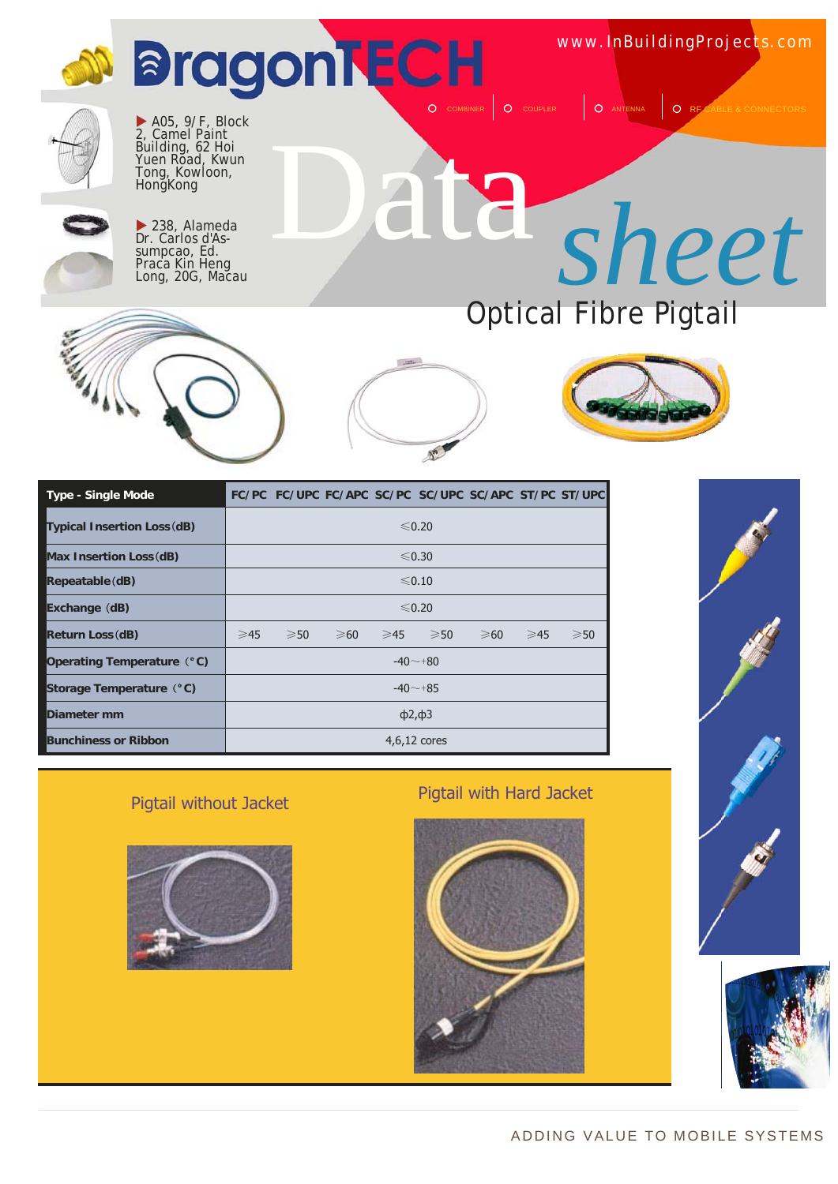# DragonTECH

www.InBuildingProjects.com

COMBINER | COUPLER | ANTENNA | RF CABLE & CONNECTORS

▶ A05, 9/F, Block 2, Camel Paint Building, 62 Hoi Yuen Road, Kwun Tong, Kowloon, HongKong

▶ 238, Alameda Dr. Carlos d'Assumpcao, Ed. Praca Kin Heng Long, 20G, Macau

# Data sheet

## Optical Fibre Pigtail

| Type - Single Mode | FC/PC | FC/UPC | FC/APC | SC/PC | SC/UPC | SC/APC | ST/PC | ST/UPC |
|---|---|---|---|---|---|---|---|---|
| Typical Insertion Loss (dB) | ≤0.20 | | | | | | | |
| Max Insertion Loss (dB) | ≤0.30 | | | | | | | |
| Repeatable (dB) | ≤0.10 | | | | | | | |
| Exchange (dB) | ≤0.20 | | | | | | | |
| Return Loss (dB) | ≥45 | ≥50 | ≥60 | ≥45 | ≥50 | ≥60 | ≥45 | ≥50 |
| Operating Temperature (°C) | -40~+80 | | | | | | | |
| Storage Temperature (°C) | -40~+85 | | | | | | | |
| Diameter mm | ϕ2,ϕ3 | | | | | | | |
| Bunchiness or Ribbon | 4,6,12 cores | | | | | | | |

Pigtail without Jacket

Pigtail with Hard Jacket

ADDING VALUE TO MOBILE SYSTEMS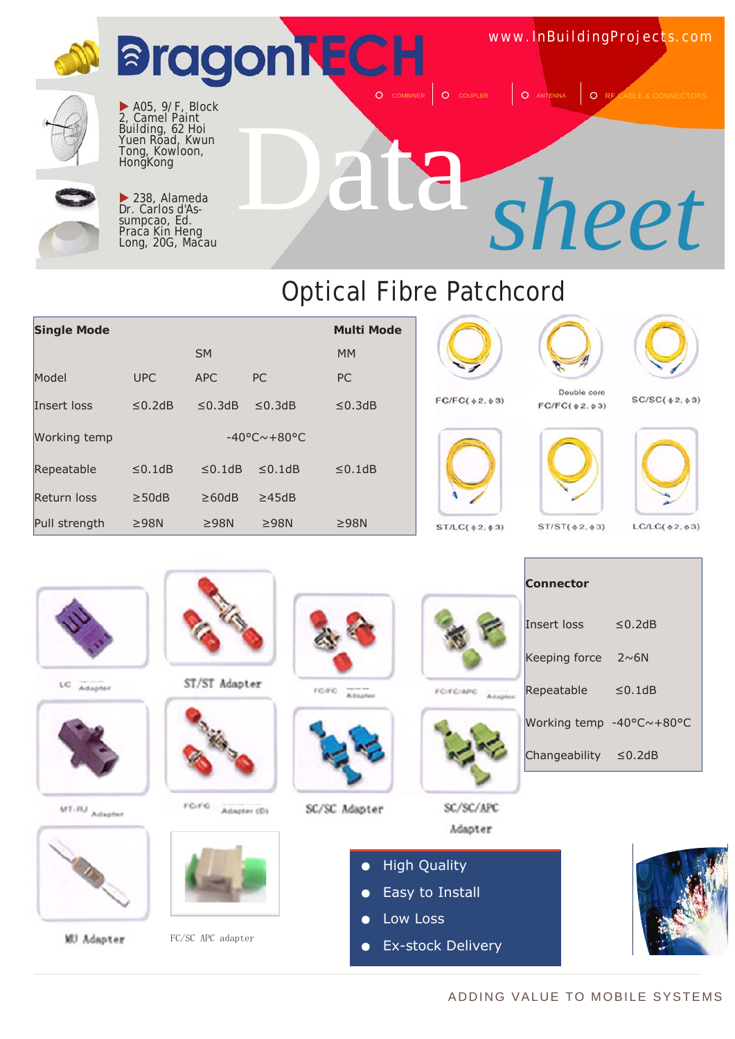# DragonTECH

www.InBuildingProjects.com

COMBINER | COUPLER | ANTENNA | RF CABLE & CONNECTORS

▶ A05, 9/F, Block 2, Camel Paint Building, 62 Hoi Yuen Road, Kwun Tong, Kowloon, HongKong

▶ 238, Alameda Dr. Carlos d'Assumpcao, Ed. Praca Kin Heng Long, 20G, Macau

Data *sheet*

## Optical Fibre Patchcord

| Single Mode | | | | Multi Mode |
|---|---|---|---|---|
| | | SM | | MM |
| Model | UPC | APC | PC | PC |
| Insert loss | ≤0.2dB | ≤0.3dB | ≤0.3dB | ≤0.3dB |
| Working temp | | -40°C~+80°C | | |
| Repeatable | ≤0.1dB | ≤0.1dB | ≤0.1dB | ≤0.1dB |
| Return loss | ≥50dB | ≥60dB | ≥45dB | |
| Pull strength | ≥98N | ≥98N | ≥98N | ≥98N |

FC/FC(φ2, φ3)

Double core FC/FC(φ2, φ3)

SC/SC(φ2, φ3)

ST/LC(φ2, φ3)

ST/ST(φ2, φ3)

LC/LC(φ2, φ3)

LC Adapter

ST/ST Adapter

FC/FC Adapter

FC/FC/APC Adapter

MT-RJ Adapter

FC/FC Adapter (D)

SC/SC Adapter

SC/SC/APC Adapter

MU Adapter

FC/SC APC adapter

| Connector | |
|---|---|
| Insert loss | ≤0.2dB |
| Keeping force | 2~6N |
| Repeatable | ≤0.1dB |
| Working temp | -40°C~+80°C |
| Changeability | ≤0.2dB |

- High Quality
- Easy to Install
- Low Loss
- Ex-stock Delivery

ADDING VALUE TO MOBILE SYSTEMS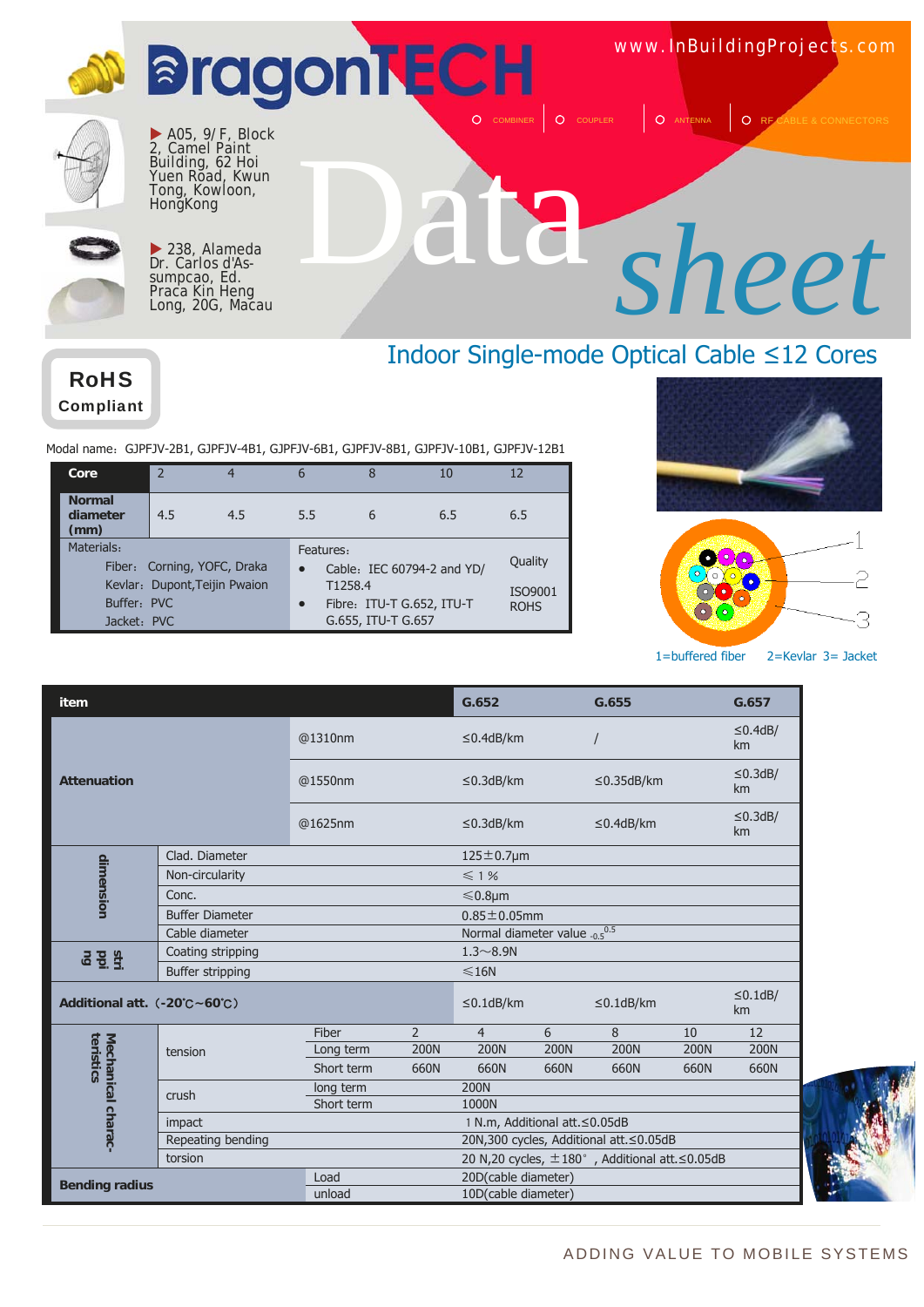# DragonTECH

www.InBuildingProjects.com

COMBINER | COUPLER | ANTENNA | RF CABLE & CONNECTORS

▶ A05, 9/F, Block 2, Camel Paint Building, 62 Hoi Yuen Road, Kwun Tong, Kowloon, HongKong

▶ 238, Alameda Dr. Carlos d'Assumpcao, Ed. Praca Kin Heng Long, 20G, Macau

# Data sheet

## Indoor Single-mode Optical Cable ≤12 Cores

**RoHS Compliant**

Modal name：GJPFJV-2B1, GJPFJV-4B1, GJPFJV-6B1, GJPFJV-8B1, GJPFJV-10B1, GJPFJV-12B1

| Core | 2 | 4 | 6 | 8 | 10 | 12 |
|---|---|---|---|---|---|---|
| Normal diameter (mm) | 4.5 | 4.5 | 5.5 | 6 | 6.5 | 6.5 |

| Materials: | Features: | Quality |
|---|---|---|
| Fiber: Corning, YOFC, Draka<br>Kevlar: Dupont,Teijin Pwaion<br>Buffer: PVC<br>Jacket: PVC | • Cable: IEC 60794-2 and YD/T1258.4<br>• Fibre: ITU-T G.652, ITU-T G.655, ITU-T G.657 | ISO9001<br>ROHS |

1=buffered fiber 2=Kevlar 3= Jacket

| item | | | G.652 | G.655 | G.657 |
|---|---|---|---|---|---|
| Attenuation | | @1310nm | ≤0.4dB/km | / | ≤0.4dB/km |
| | | @1550nm | ≤0.3dB/km | ≤0.35dB/km | ≤0.3dB/km |
| | | @1625nm | ≤0.3dB/km | ≤0.4dB/km | ≤0.3dB/km |
| dimension | Clad. Diameter | | 125±0.7μm | | |
| | Non-circularity | | ≤1% | | |
| | Conc. | | ≤0.8μm | | |
| | Buffer Diameter | | 0.85±0.05mm | | |
| | Cable diameter | | Normal diameter value $_{-0.5}^{0.5}$ | | |
| stripping | Coating stripping | | 1.3～8.9N | | |
| | Buffer stripping | | ≤16N | | |
| Additional att. (-20℃~60℃) | | | ≤0.1dB/km | ≤0.1dB/km | ≤0.1dB/km |

| Mechanical characteristics | | | | | | | | |
|---|---|---|---|---|---|---|---|---|
| | tension | Fiber | 2 | 4 | 6 | 8 | 10 | 12 |
| | | Long term | 200N | 200N | 200N | 200N | 200N | 200N |
| | | Short term | 660N | 660N | 660N | 660N | 660N | 660N |
| | crush | long term | | 200N | | | | |
| | | Short term | | 1000N | | | | |
| | impact | | | 1N.m, Additional att.≤0.05dB | | | | |
| | Repeating bending | | | 20N,300 cycles, Additional att.≤0.05dB | | | | |
| | torsion | | | 20 N,20 cycles, ±180°, Additional att.≤0.05dB | | | | |
| Bending radius | | Load | | 20D(cable diameter) | | | | |
| | | unload | | 10D(cable diameter) | | | | |

ADDING VALUE TO MOBILE SYSTEMS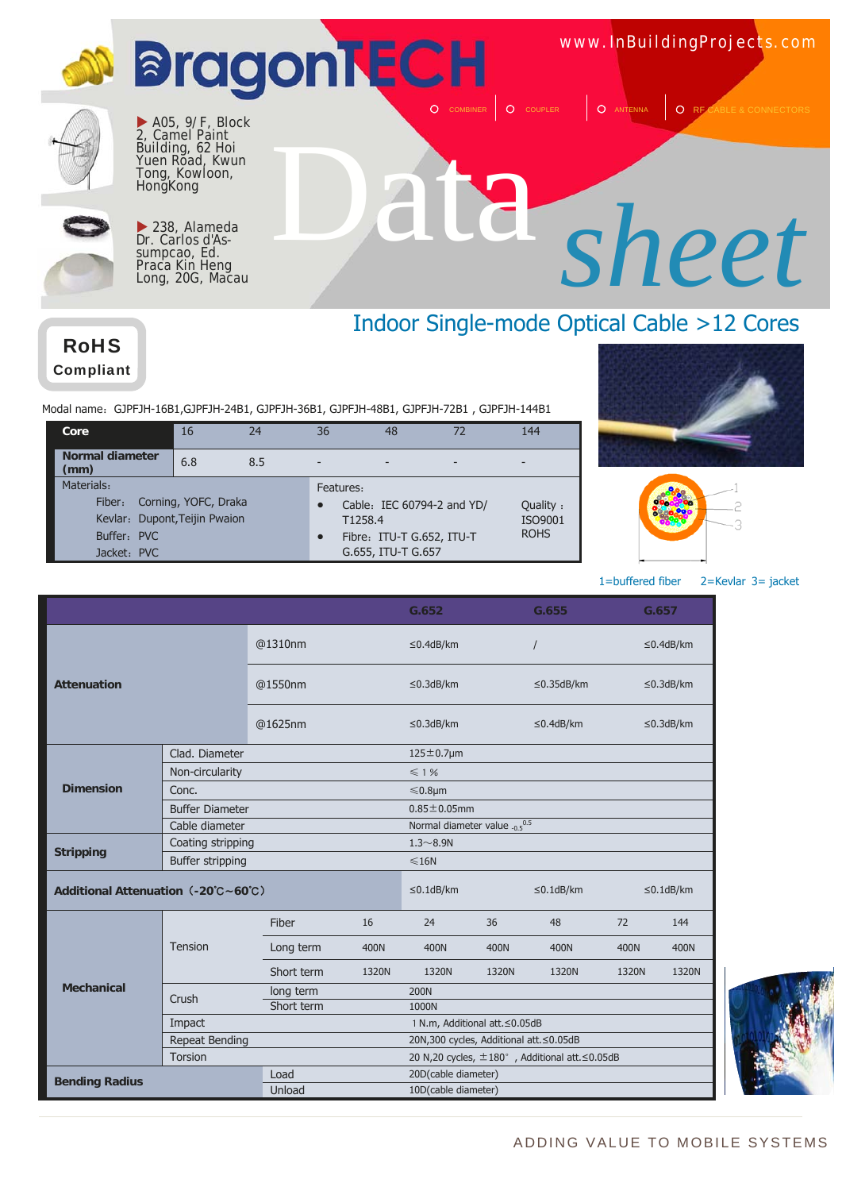# DragonTECH

www.InBuildingProjects.com

COMBINER | COUPLER | ANTENNA | RF CABLE & CONNECTORS

▶ A05, 9/F, Block 2, Camel Paint Building, 62 Hoi Yuen Road, Kwun Tong, Kowloon, HongKong

▶ 238, Alameda Dr. Carlos d'Assumpcao, Ed. Praca Kin Heng Long, 20G, Macau

# Data *sheet*

## Indoor Single-mode Optical Cable >12 Cores

**RoHS Compliant**

Modal name：GJPFJH-16B1,GJPFJH-24B1, GJPFJH-36B1, GJPFJH-48B1, GJPFJH-72B1 , GJPFJH-144B1

| Core | 16 | 24 | 36 | 48 | 72 | 144 |
|---|---|---|---|---|---|---|
| Normal diameter (mm) | 6.8 | 8.5 | - | - | - | - |

**Materials:**
- Fiber: Corning, YOFC, Draka
- Kevlar: Dupont,Teijin Pwaion
- Buffer: PVC
- Jacket: PVC

**Features:**
- Cable: IEC 60794-2 and YD/T1258.4
- Fibre: ITU-T G.652, ITU-T G.655, ITU-T G.657

Quality：ISO9001 ROHS

1=buffered fiber  2=Kevlar  3= jacket

| | | | G.652 | G.655 | G.657 |
|---|---|---|---|---|---|
| Attenuation | @1310nm | | ≤0.4dB/km | / | ≤0.4dB/km |
| | @1550nm | | ≤0.3dB/km | ≤0.35dB/km | ≤0.3dB/km |
| | @1625nm | | ≤0.3dB/km | ≤0.4dB/km | ≤0.3dB/km |
| Dimension | Clad. Diameter | | 125±0.7μm | | |
| | Non-circularity | | ≤1% | | |
| | Conc. | | ≤0.8μm | | |
| | Buffer Diameter | | 0.85±0.05mm | | |
| | Cable diameter | | Normal diameter value $_{-0.5}^{0.5}$ | | |
| Stripping | Coating stripping | | 1.3～8.9N | | |
| | Buffer stripping | | ≤16N | | |
| Additional Attenuation（-20℃~60℃） | | | ≤0.1dB/km | ≤0.1dB/km | ≤0.1dB/km |

| | | | 16 | 24 | 36 | 48 | 72 | 144 |
|---|---|---|---|---|---|---|---|---|
| Mechanical | Tension | Fiber | 16 | 24 | 36 | 48 | 72 | 144 |
| | | Long term | 400N | 400N | 400N | 400N | 400N | 400N |
| | | Short term | 1320N | 1320N | 1320N | 1320N | 1320N | 1320N |
| | Crush | long term | 200N | | | | | |
| | | Short term | 1000N | | | | | |
| | Impact | | 1 N.m, Additional att.≤0.05dB | | | | | |
| | Repeat Bending | | 20N,300 cycles, Additional att.≤0.05dB | | | | | |
| | Torsion | | 20 N,20 cycles, ±180°, Additional att.≤0.05dB | | | | | |
| Bending Radius | | Load | 20D(cable diameter) | | | | | |
| | | Unload | 10D(cable diameter) | | | | | |

ADDING VALUE TO MOBILE SYSTEMS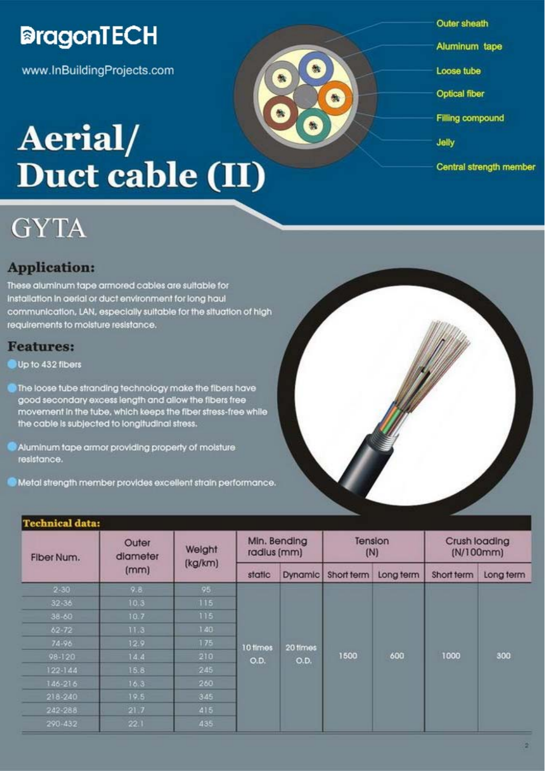# DragonTECH

www.InBuildingProjects.com

# Aerial/ Duct cable (II)

Outer sheath

Aluminum tape

Loose tube

Optical fiber

Filling compound

Jelly

Central strength member

## GYTA

### Application:

These aluminum tape armored cables are suitable for installation in aerial or duct environment for long haul communication, LAN, especially suitable for the situation of high requirements to moisture resistance.

### Features:

- Up to 432 fibers
- The loose tube stranding technology make the fibers have good secondary excess length and allow the fibers free movement in the tube, which keeps the fiber stress-free while the cable is subjected to longitudinal stress.
- Aluminum tape armor providing property of moisture resistance.
- Metal strength member provides excellent strain performance.

### Technical data:

| Fiber Num. | Outer diameter (mm) | Weight (kg/km) | Min. Bending radius (mm) | | Tension (N) | | Crush loading (N/100mm) | |
|---|---|---|---|---|---|---|---|---|
| | | | static | Dynamic | Short term | Long term | Short term | Long term |
| 2-30 | 9.8 | 95 | 10 times O.D. | 20 times O.D. | 1500 | 600 | 1000 | 300 |
| 32-36 | 10.3 | 115 | | | | | | |
| 38-60 | 10.7 | 115 | | | | | | |
| 62-72 | 11.3 | 140 | | | | | | |
| 74-96 | 12.9 | 175 | | | | | | |
| 98-120 | 14.4 | 210 | | | | | | |
| 122-144 | 15.8 | 245 | | | | | | |
| 146-216 | 16.3 | 260 | | | | | | |
| 218-240 | 19.5 | 345 | | | | | | |
| 242-288 | 21.7 | 415 | | | | | | |
| 290-432 | 22.1 | 435 | | | | | | |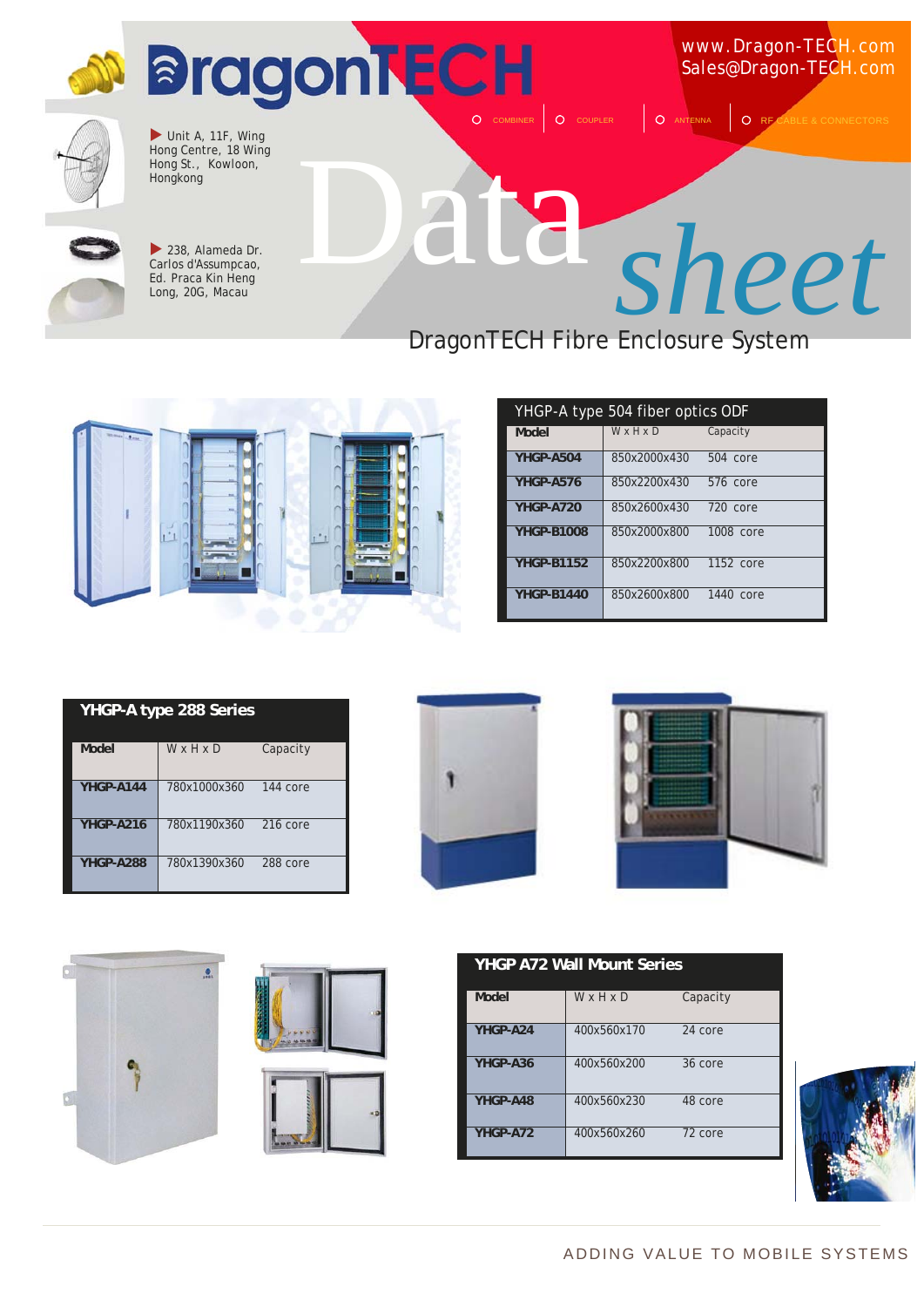# DragonTECH

www.Dragon-TECH.com
Sales@Dragon-TECH.com

COMBINER | COUPLER | ANTENNA | RF CABLE & CONNECTORS

Unit A, 11F, Wing Hong Centre, 18 Wing Hong St., Kowloon, Hongkong

238, Alameda Dr. Carlos d'Assumpcao, Ed. Praca Kin Heng Long, 20G, Macau

# Data *sheet*

## DragonTECH Fibre Enclosure System

| YHGP-A type 504 fiber optics ODF | | |
|---|---|---|
| Model | W x H x D | Capacity |
| YHGP-A504 | 850x2000x430 | 504 core |
| YHGP-A576 | 850x2200x430 | 576 core |
| YHGP-A720 | 850x2600x430 | 720 core |
| YHGP-B1008 | 850x2000x800 | 1008 core |
| YHGP-B1152 | 850x2200x800 | 1152 core |
| YHGP-B1440 | 850x2600x800 | 1440 core |

| YHGP-A type 288 Series | | |
|---|---|---|
| Model | W x H x D | Capacity |
| YHGP-A144 | 780x1000x360 | 144 core |
| YHGP-A216 | 780x1190x360 | 216 core |
| YHGP-A288 | 780x1390x360 | 288 core |

| YHGP A72 Wall Mount Series | | |
|---|---|---|
| Model | W x H x D | Capacity |
| YHGP-A24 | 400x560x170 | 24 core |
| YHGP-A36 | 400x560x200 | 36 core |
| YHGP-A48 | 400x560x230 | 48 core |
| YHGP-A72 | 400x560x260 | 72 core |

ADDING VALUE TO MOBILE SYSTEMS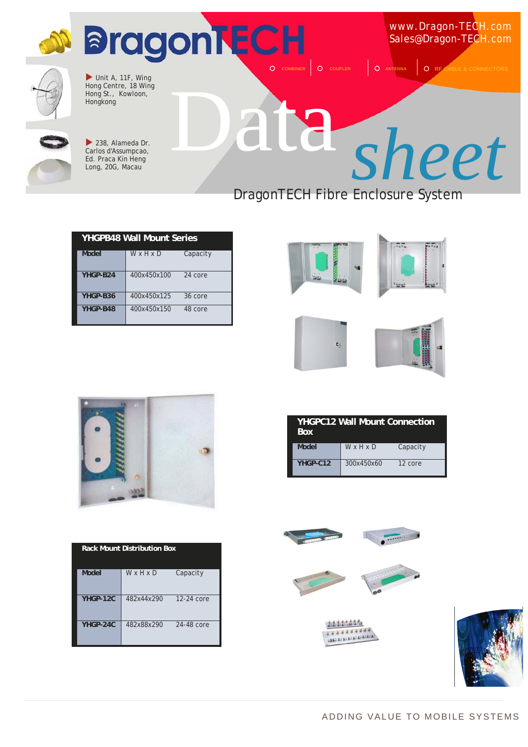# DragonTECH

www.Dragon-TECH.com
Sales@Dragon-TECH.com

COMBINER | COUPLER | ANTENNA | RF CABLE & CONNECTORS

Unit A, 11F, Wing Hong Centre, 18 Wing Hong St., Kowloon, Hongkong

238, Alameda Dr. Carlos d'Assumpcao, Ed. Praca Kin Heng Long, 20G, Macau

# Data *sheet*

## DragonTECH Fibre Enclosure System

**YHGPB48 Wall Mount Series**

| Model | W x H x D | Capacity |
|---|---|---|
| YHGP-B24 | 400x450x100 | 24 core |
| YHGP-B36 | 400x450x125 | 36 core |
| YHGP-B48 | 400x450x150 | 48 core |

**YHGPC12 Wall Mount Connection Box**

| Model | W x H x D | Capacity |
|---|---|---|
| YHGP-C12 | 300x450x60 | 12 core |

**Rack Mount Distribution Box**

| Model | W x H x D | Capacity |
|---|---|---|
| YHGP-12C | 482x44x290 | 12-24 core |
| YHGP-24C | 482x88x290 | 24-48 core |

ADDING VALUE TO MOBILE SYSTEMS